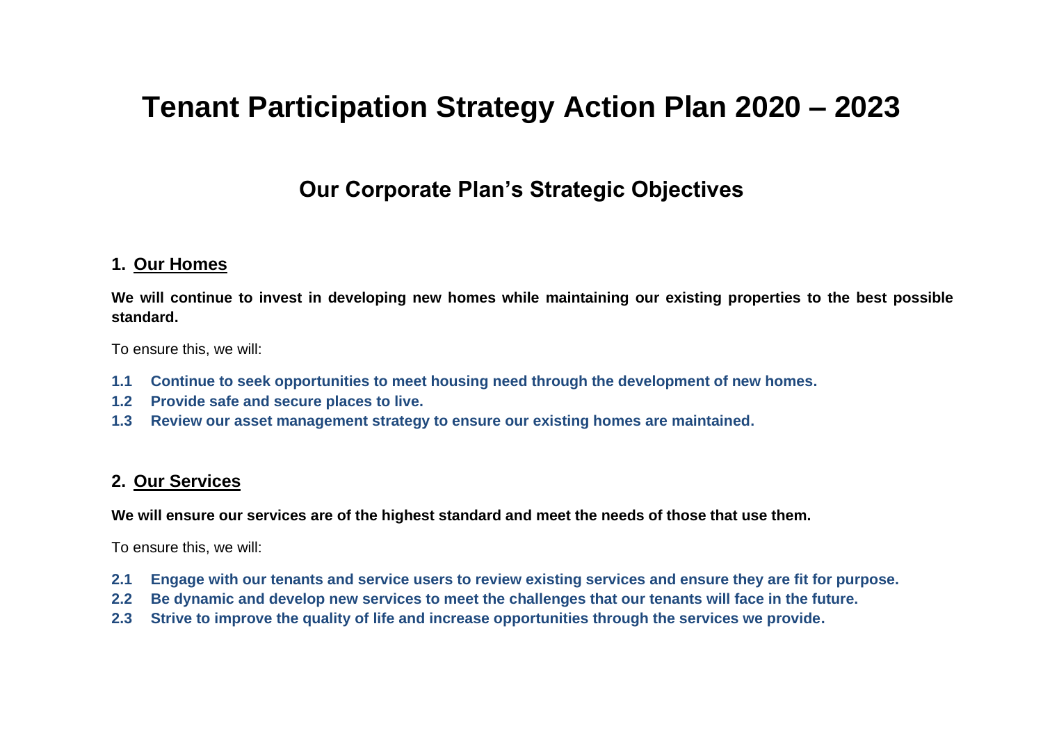# Tenant Participation Strategy Action Plan 2020 – 2023

## Our Corporate Plan's Strategic Objectives

### 1. Our Homes

**We will continue to invest in developing new homes while maintaining our existing properties to the best possible standard.**

To ensure this, we will:

**1.1 Continue to seek opportunities to meet housing need through the development of new homes.**
**1.2 Provide safe and secure places to live.**
**1.3 Review our asset management strategy to ensure our existing homes are maintained.**

### 2. Our Services

**We will ensure our services are of the highest standard and meet the needs of those that use them.**

To ensure this, we will:

**2.1 Engage with our tenants and service users to review existing services and ensure they are fit for purpose.**
**2.2 Be dynamic and develop new services to meet the challenges that our tenants will face in the future.**
**2.3 Strive to improve the quality of life and increase opportunities through the services we provide.**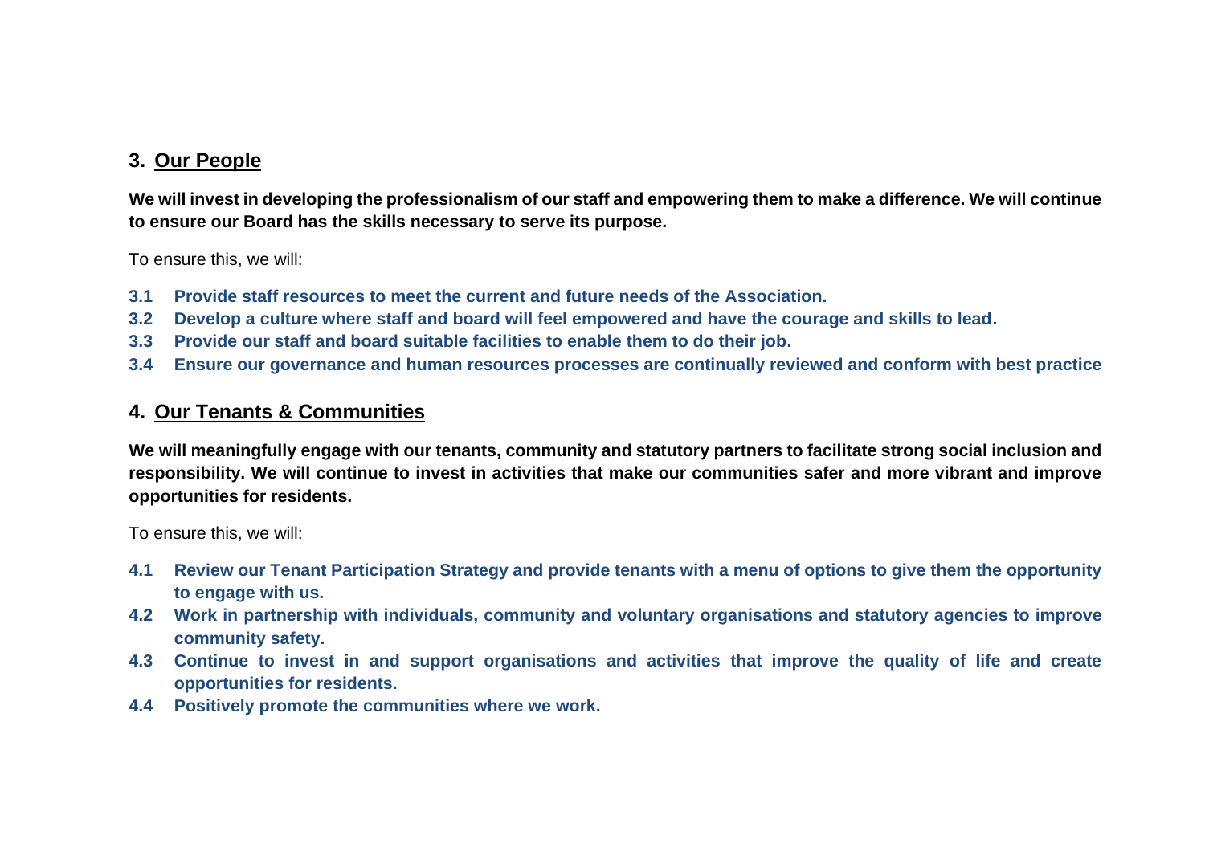## 3. Our People

**We will invest in developing the professionalism of our staff and empowering them to make a difference. We will continue to ensure our Board has the skills necessary to serve its purpose.**

To ensure this, we will:

**3.1 Provide staff resources to meet the current and future needs of the Association.**

**3.2 Develop a culture where staff and board will feel empowered and have the courage and skills to lead.**

**3.3 Provide our staff and board suitable facilities to enable them to do their job.**

**3.4 Ensure our governance and human resources processes are continually reviewed and conform with best practice**

## 4. Our Tenants & Communities

**We will meaningfully engage with our tenants, community and statutory partners to facilitate strong social inclusion and responsibility. We will continue to invest in activities that make our communities safer and more vibrant and improve opportunities for residents.**

To ensure this, we will:

**4.1 Review our Tenant Participation Strategy and provide tenants with a menu of options to give them the opportunity to engage with us.**

**4.2 Work in partnership with individuals, community and voluntary organisations and statutory agencies to improve community safety.**

**4.3 Continue to invest in and support organisations and activities that improve the quality of life and create opportunities for residents.**

**4.4 Positively promote the communities where we work.**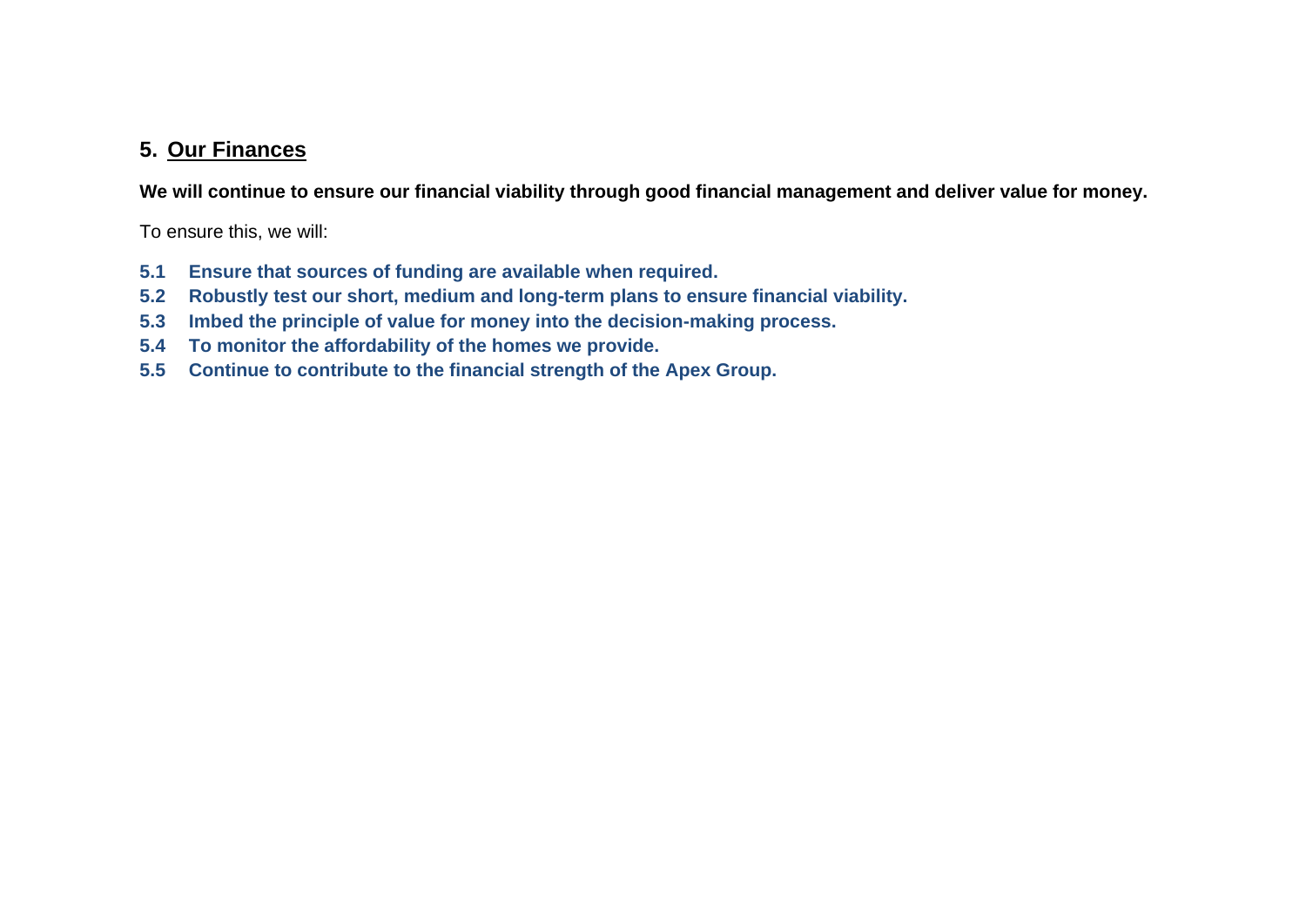## 5. Our Finances

**We will continue to ensure our financial viability through good financial management and deliver value for money.**

To ensure this, we will:

**5.1 Ensure that sources of funding are available when required.**
**5.2 Robustly test our short, medium and long-term plans to ensure financial viability.**
**5.3 Imbed the principle of value for money into the decision-making process.**
**5.4 To monitor the affordability of the homes we provide.**
**5.5 Continue to contribute to the financial strength of the Apex Group.**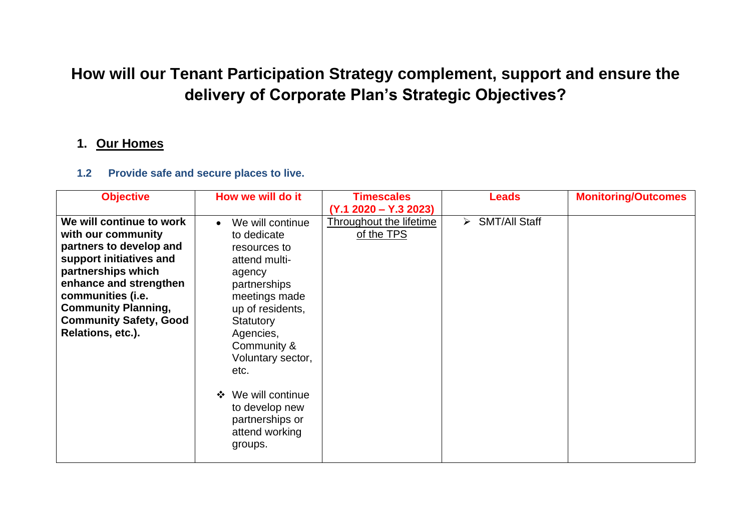# How will our Tenant Participation Strategy complement, support and ensure the delivery of Corporate Plan's Strategic Objectives?

## 1. <u>Our Homes</u>

### 1.2 Provide safe and secure places to live.

| Objective | How we will do it | Timescales (Y.1 2020 – Y.3 2023) | Leads | Monitoring/Outcomes |
|---|---|---|---|---|
| **We will continue to work with our community partners to develop and support initiatives and partnerships which enhance and strengthen communities (i.e. Community Planning, Community Safety, Good Relations, etc.).** | • We will continue to dedicate resources to attend multi-agency partnerships meetings made up of residents, Statutory Agencies, Community & Voluntary sector, etc.<br><br>❖ We will continue to develop new partnerships or attend working groups. | <u>Throughout the lifetime of the TPS</u> | ➢ SMT/All Staff | |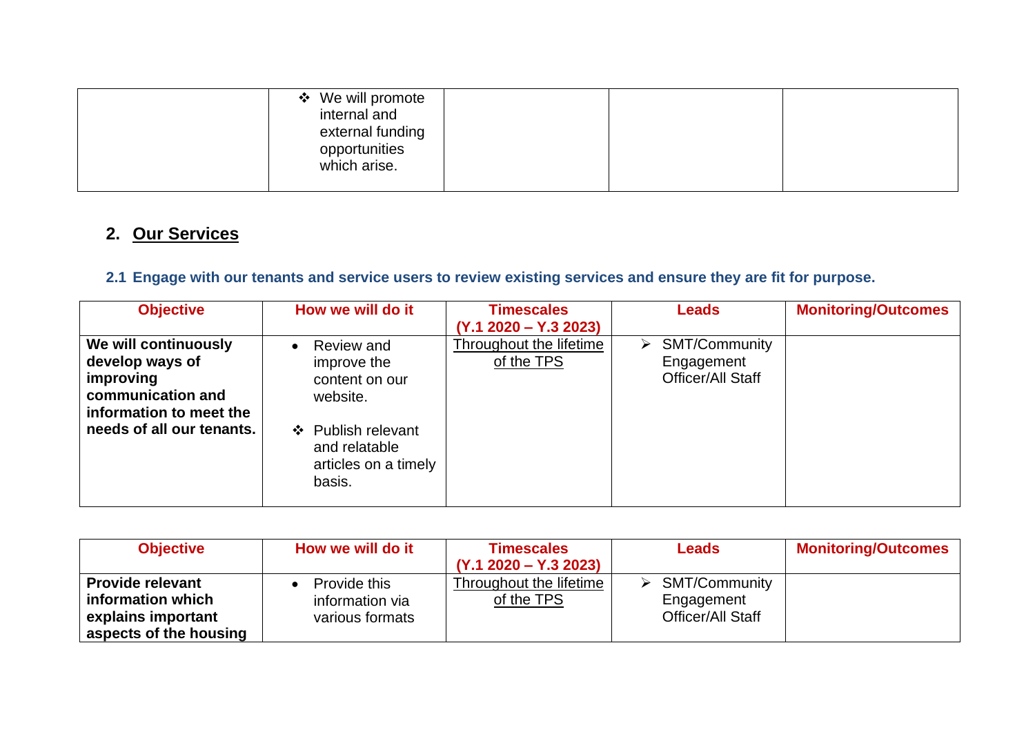| | How we will do it | | | |
|---|---|---|---|---|
| | ❖ We will promote internal and external funding opportunities which arise. | | | |

## 2. Our Services

### 2.1 Engage with our tenants and service users to review existing services and ensure they are fit for purpose.

| Objective | How we will do it | Timescales (Y.1 2020 – Y.3 2023) | Leads | Monitoring/Outcomes |
|---|---|---|---|---|
| **We will continuously develop ways of improving communication and information to meet the needs of all our tenants.** | • Review and improve the content on our website.<br><br>❖ Publish relevant and relatable articles on a timely basis. | Throughout the lifetime of the TPS | ➢ SMT/Community Engagement Officer/All Staff | |

| Objective | How we will do it | Timescales (Y.1 2020 – Y.3 2023) | Leads | Monitoring/Outcomes |
|---|---|---|---|---|
| **Provide relevant information which explains important aspects of the housing** | • Provide this information via various formats | Throughout the lifetime of the TPS | ➢ SMT/Community Engagement Officer/All Staff | |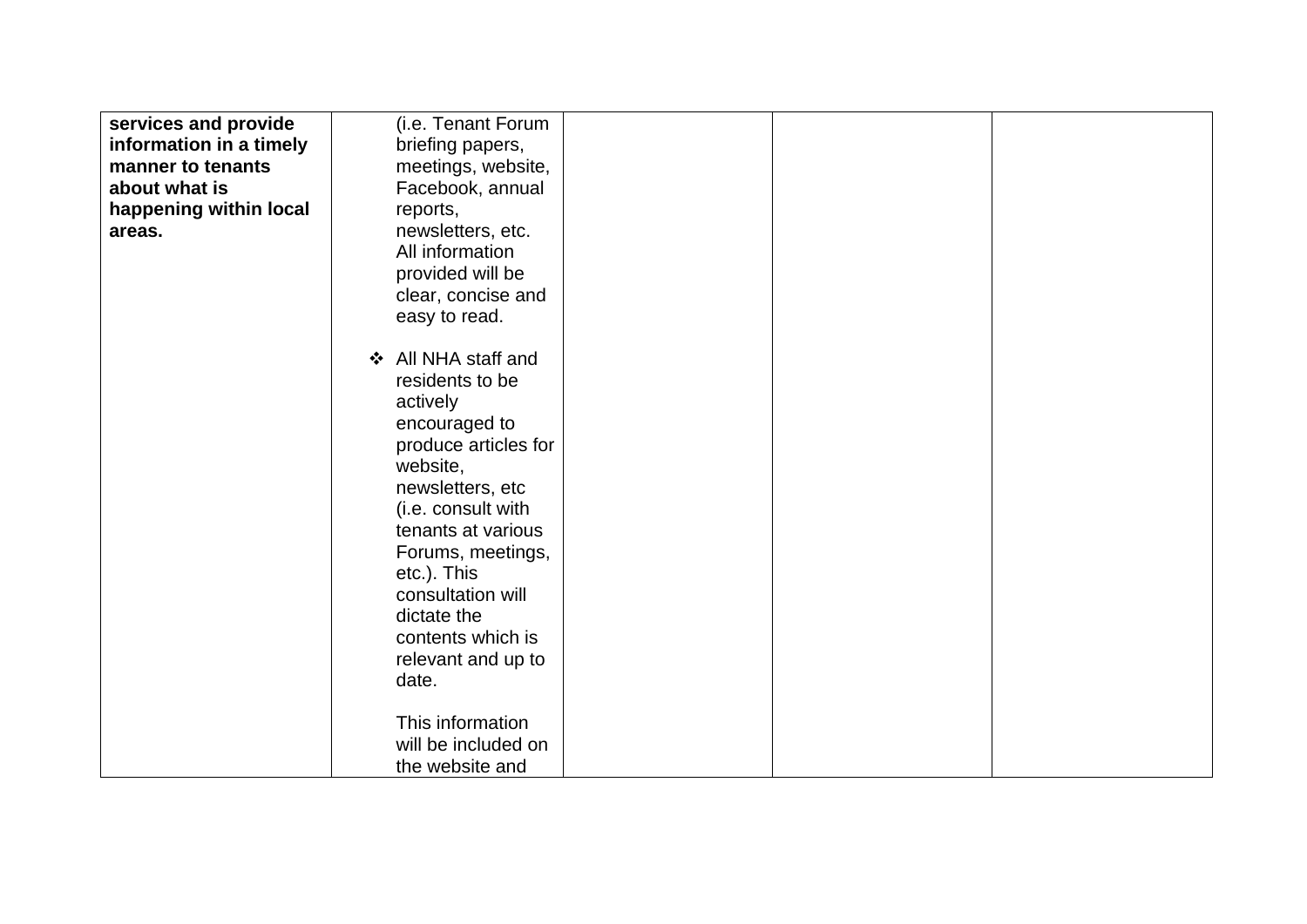| | | | | |
|---|---|---|---|---|
| **services and provide information in a timely manner to tenants about what is happening within local areas.** | (i.e. Tenant Forum briefing papers, meetings, website, Facebook, annual reports, newsletters, etc. All information provided will be clear, concise and easy to read.<br><br>❖ All NHA staff and residents to be actively encouraged to produce articles for website, newsletters, etc (i.e. consult with tenants at various Forums, meetings, etc.). This consultation will dictate the contents which is relevant and up to date.<br><br>This information will be included on the website and | | | |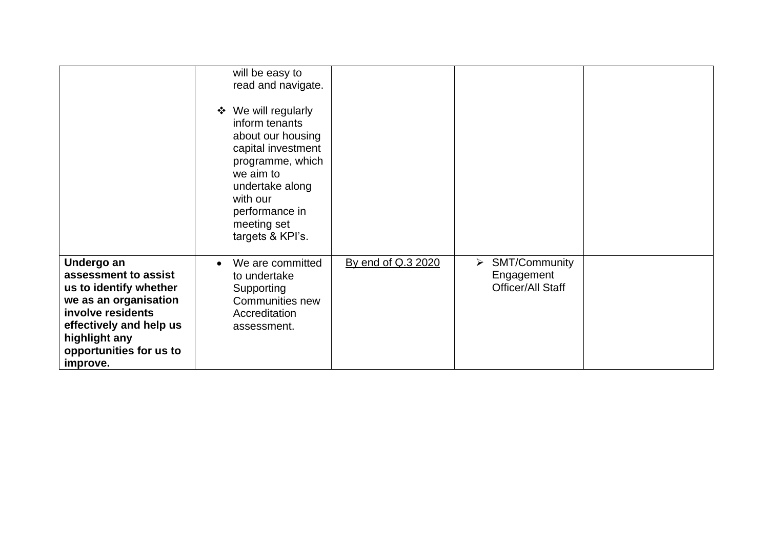| | | | | |
|---|---|---|---|---|
| | will be easy to read and navigate.<br><br>❖ We will regularly inform tenants about our housing capital investment programme, which we aim to undertake along with our performance in meeting set targets & KPI's. | | | |
| **Undergo an assessment to assist us to identify whether we as an organisation involve residents effectively and help us highlight any opportunities for us to improve.** | • We are committed to undertake Supporting Communities new Accreditation assessment. | By end of Q.3 2020 | ➢ SMT/Community Engagement Officer/All Staff | |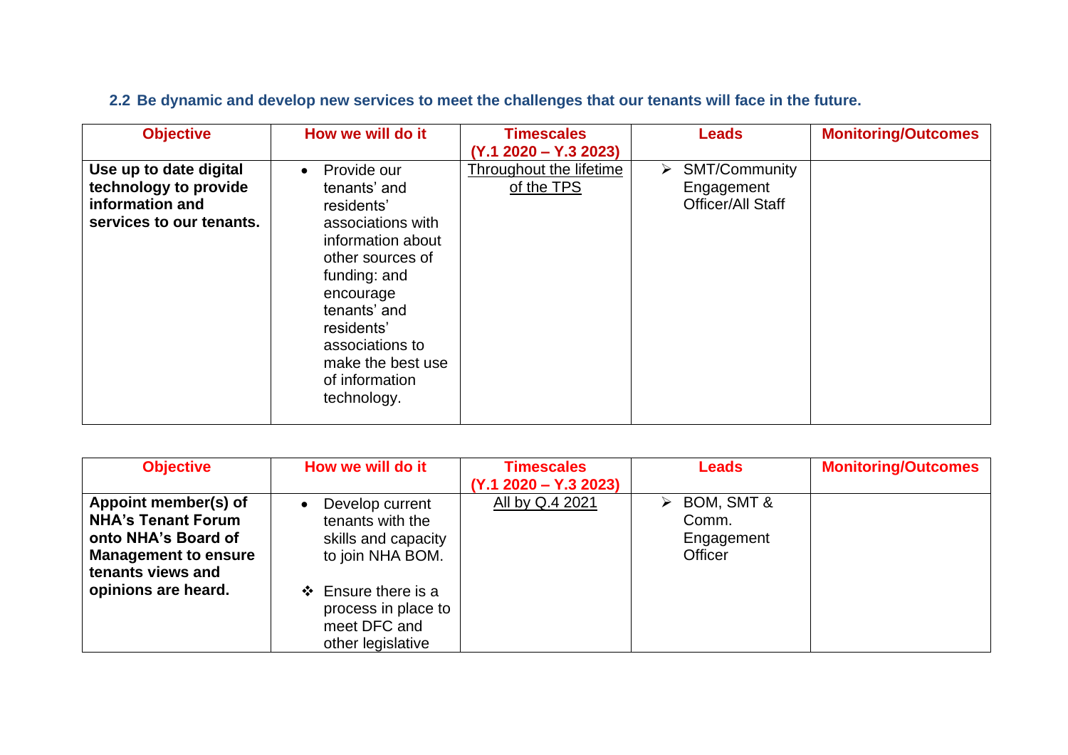### 2.2 Be dynamic and develop new services to meet the challenges that our tenants will face in the future.

| Objective | How we will do it | Timescales (Y.1 2020 – Y.3 2023) | Leads | Monitoring/Outcomes |
|---|---|---|---|---|
| **Use up to date digital technology to provide information and services to our tenants.** | • Provide our tenants' and residents' associations with information about other sources of funding: and encourage tenants' and residents' associations to make the best use of information technology. | Throughout the lifetime of the TPS | ➢ SMT/Community Engagement Officer/All Staff | |

| Objective | How we will do it | Timescales (Y.1 2020 – Y.3 2023) | Leads | Monitoring/Outcomes |
|---|---|---|---|---|
| **Appoint member(s) of NHA's Tenant Forum onto NHA's Board of Management to ensure tenants views and opinions are heard.** | • Develop current tenants with the skills and capacity to join NHA BOM.<br><br>❖ Ensure there is a process in place to meet DFC and other legislative | All by Q.4 2021 | ➢ BOM, SMT & Comm. Engagement Officer | |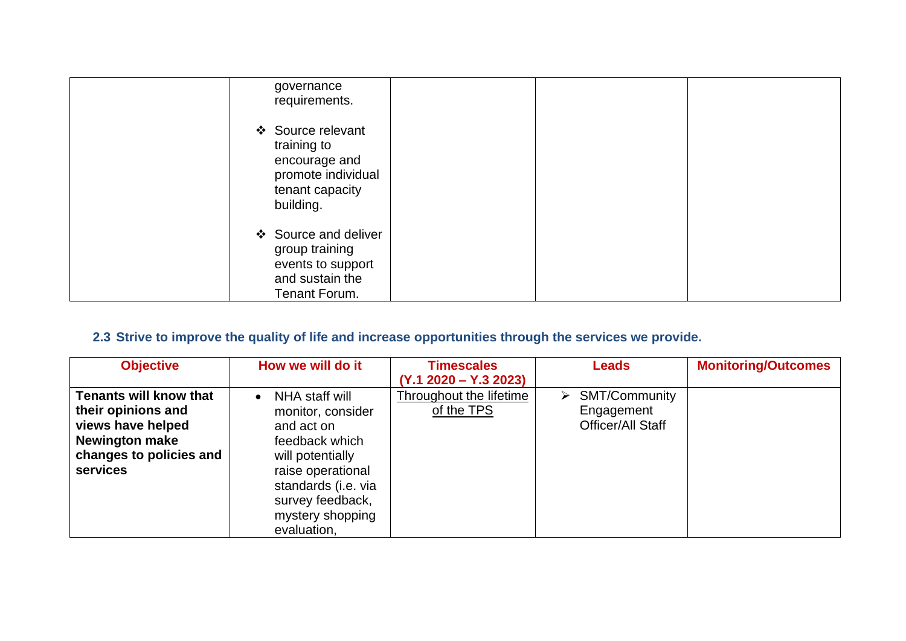| | | | | |
|---|---|---|---|---|
| | governance requirements.<br><br>❖ Source relevant training to encourage and promote individual tenant capacity building.<br><br>❖ Source and deliver group training events to support and sustain the Tenant Forum. | | | |

## 2.3 Strive to improve the quality of life and increase opportunities through the services we provide.

| Objective | How we will do it | Timescales (Y.1 2020 – Y.3 2023) | Leads | Monitoring/Outcomes |
|---|---|---|---|---|
| **Tenants will know that their opinions and views have helped Newington make changes to policies and services** | • NHA staff will monitor, consider and act on feedback which will potentially raise operational standards (i.e. via survey feedback, mystery shopping evaluation, | Throughout the lifetime of the TPS | ➢ SMT/Community Engagement Officer/All Staff | |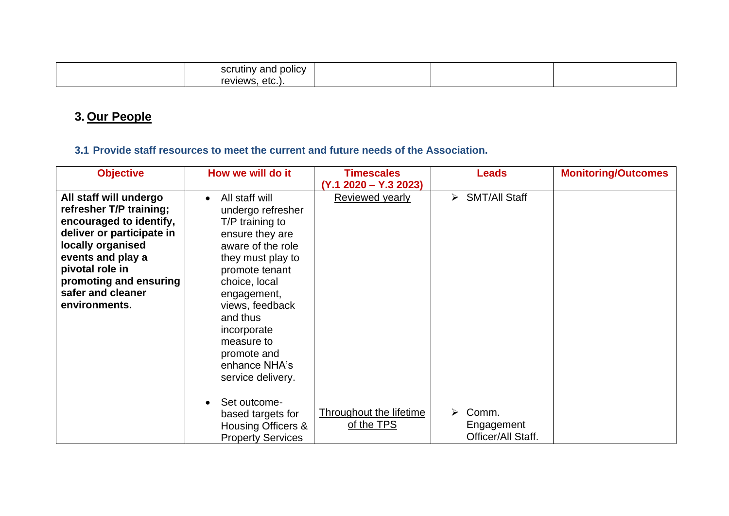| | scrutiny and policy reviews, etc.). | | | |
|---|---|---|---|---|

## 3. Our People

### 3.1 Provide staff resources to meet the current and future needs of the Association.

| Objective | How we will do it | Timescales (Y.1 2020 – Y.3 2023) | Leads | Monitoring/Outcomes |
|---|---|---|---|---|
| **All staff will undergo refresher T/P training; encouraged to identify, deliver or participate in locally organised events and play a pivotal role in promoting and ensuring safer and cleaner environments.** | • All staff will undergo refresher T/P training to ensure they are aware of the role they must play to promote tenant choice, local engagement, views, feedback and thus incorporate measure to promote and enhance NHA's service delivery. | Reviewed yearly | ➢ SMT/All Staff | |
| | • Set outcome-based targets for Housing Officers & Property Services | Throughout the lifetime of the TPS | ➢ Comm. Engagement Officer/All Staff. | |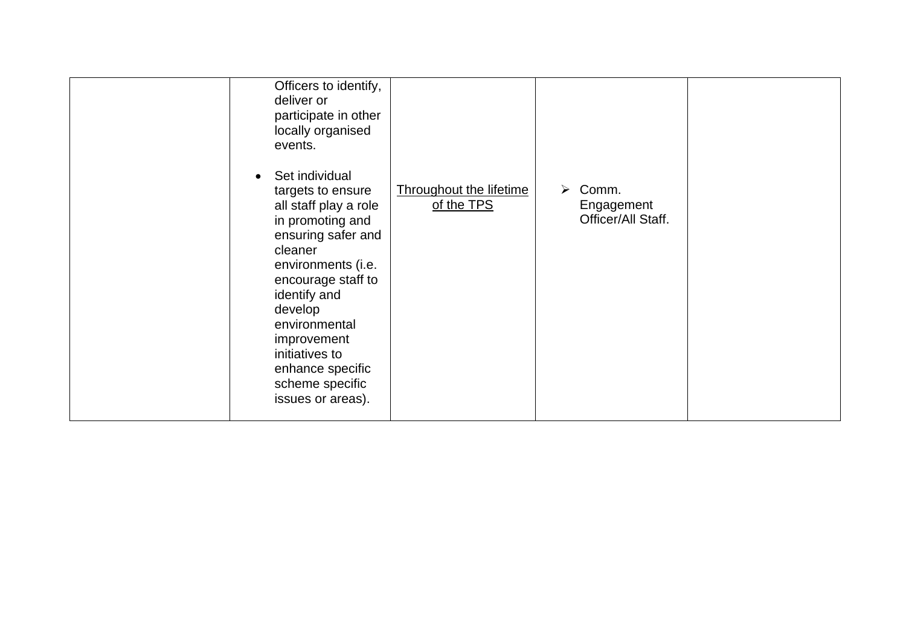|  |  |  |  |  |
|---|---|---|---|---|
|  | Officers to identify, deliver or participate in other locally organised events.<br><br>• Set individual targets to ensure all staff play a role in promoting and ensuring safer and cleaner environments (i.e. encourage staff to identify and develop environmental improvement initiatives to enhance specific scheme specific issues or areas). | Throughout the lifetime of the TPS | ➢ Comm. Engagement Officer/All Staff. |  |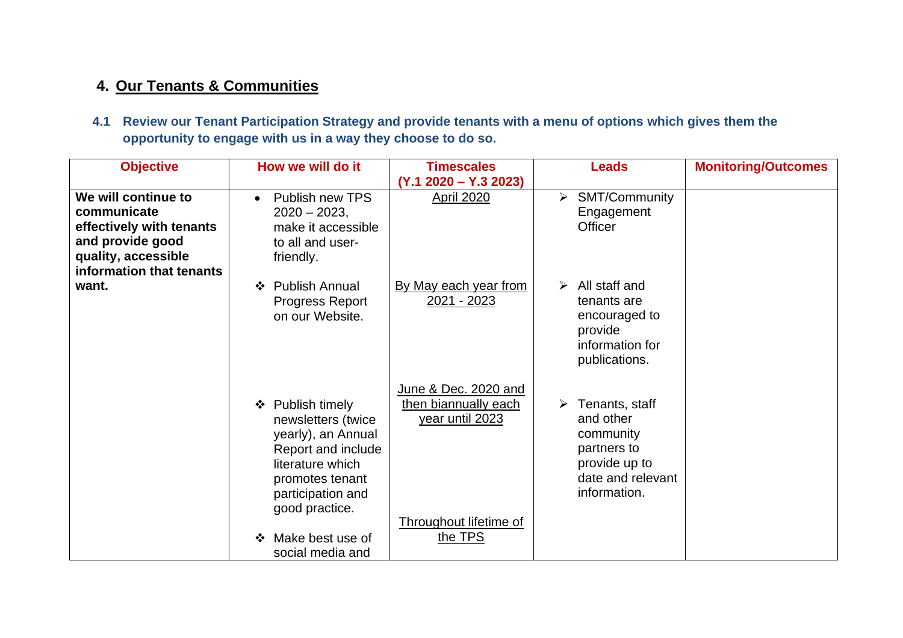## 4. Our Tenants & Communities

### 4.1 Review our Tenant Participation Strategy and provide tenants with a menu of options which gives them the opportunity to engage with us in a way they choose to do so.

| Objective | How we will do it | Timescales (Y.1 2020 – Y.3 2023) | Leads | Monitoring/Outcomes |
|---|---|---|---|---|
| **We will continue to communicate effectively with tenants and provide good quality, accessible information that tenants want.** | • Publish new TPS 2020 – 2023, make it accessible to all and user-friendly. | April 2020 | ➢ SMT/Community Engagement Officer | |
| | ❖ Publish Annual Progress Report on our Website. | By May each year from 2021 - 2023 | ➢ All staff and tenants are encouraged to provide information for publications. | |
| | ❖ Publish timely newsletters (twice yearly), an Annual Report and include literature which promotes tenant participation and good practice. | June & Dec. 2020 and then biannually each year until 2023 | ➢ Tenants, staff and other community partners to provide up to date and relevant information. | |
| | ❖ Make best use of social media and | Throughout lifetime of the TPS | | |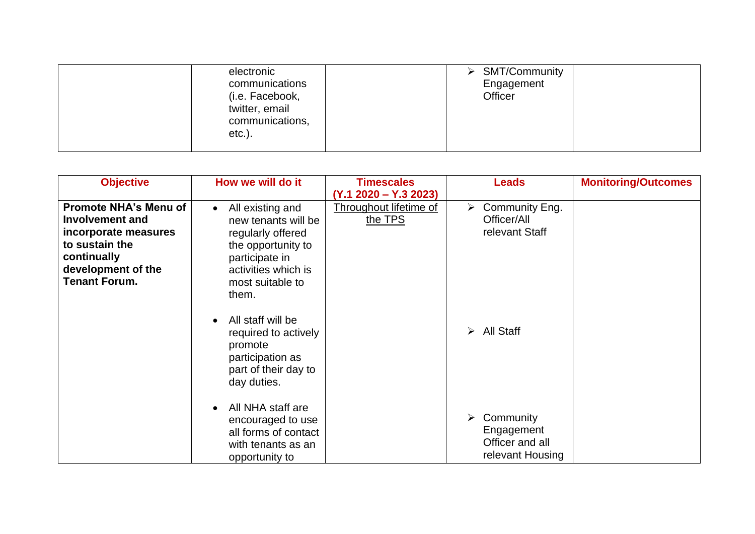| | | | | |
|---|---|---|---|---|
| | electronic communications (i.e. Facebook, twitter, email communications, etc.). | | ➢ SMT/Community Engagement Officer | |

| Objective | How we will do it | Timescales (Y.1 2020 – Y.3 2023) | Leads | Monitoring/Outcomes |
|---|---|---|---|---|
| **Promote NHA's Menu of Involvement and incorporate measures to sustain the continually development of the Tenant Forum.** | • All existing and new tenants will be regularly offered the opportunity to participate in activities which is most suitable to them. | Throughout lifetime of the TPS | ➢ Community Eng. Officer/All relevant Staff | |
| | • All staff will be required to actively promote participation as part of their day to day duties. | | ➢ All Staff | |
| | • All NHA staff are encouraged to use all forms of contact with tenants as an opportunity to | | ➢ Community Engagement Officer and all relevant Housing | |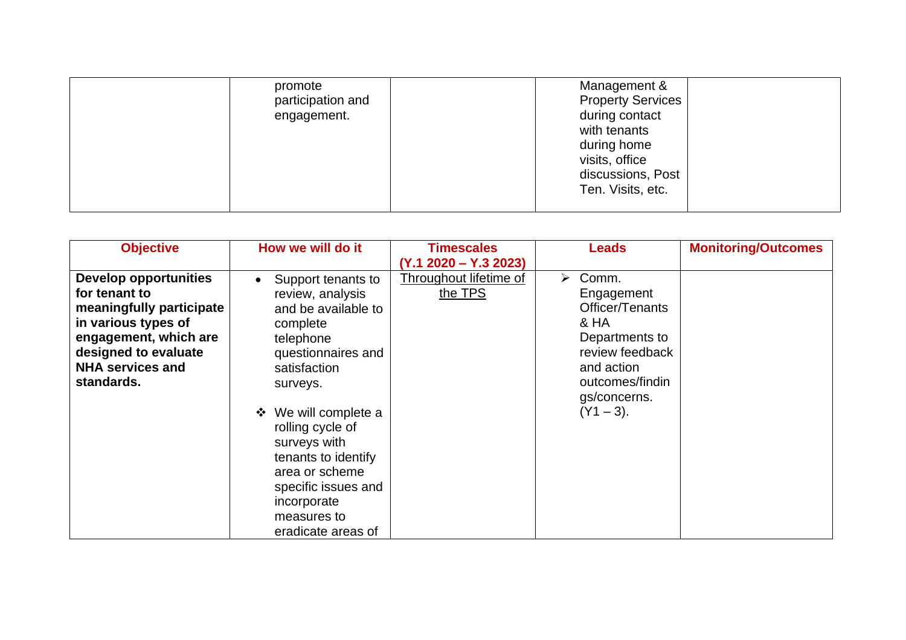| | | | | |
|---|---|---|---|---|
| | promote participation and engagement. | | Management & Property Services during contact with tenants during home visits, office discussions, Post Ten. Visits, etc. | |

| **Objective** | **How we will do it** | **Timescales (Y.1 2020 – Y.3 2023)** | **Leads** | **Monitoring/Outcomes** |
|---|---|---|---|---|
| **Develop opportunities for tenant to meaningfully participate in various types of engagement, which are designed to evaluate NHA services and standards.** | • Support tenants to review, analysis and be available to complete telephone questionnaires and satisfaction surveys.<br><br>❖ We will complete a rolling cycle of surveys with tenants to identify area or scheme specific issues and incorporate measures to eradicate areas of | Throughout lifetime of the TPS | ➢ Comm. Engagement Officer/Tenants & HA Departments to review feedback and action outcomes/findings/concerns. (Y1 – 3). | |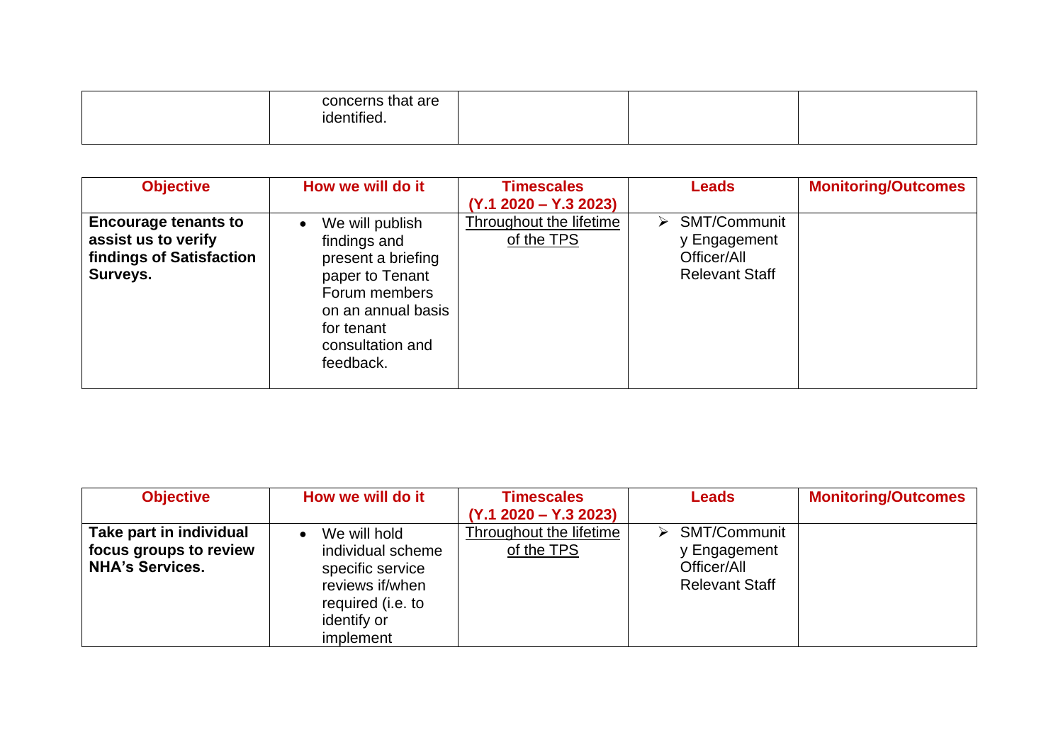|  | concerns that are identified. |  |  |  |
|---|---|---|---|---|

| Objective | How we will do it | Timescales (Y.1 2020 – Y.3 2023) | Leads | Monitoring/Outcomes |
|---|---|---|---|---|
| **Encourage tenants to assist us to verify findings of Satisfaction Surveys.** | • We will publish findings and present a briefing paper to Tenant Forum members on an annual basis for tenant consultation and feedback. | Throughout the lifetime of the TPS | ➢ SMT/Community Engagement Officer/All Relevant Staff |  |

| Objective | How we will do it | Timescales (Y.1 2020 – Y.3 2023) | Leads | Monitoring/Outcomes |
|---|---|---|---|---|
| **Take part in individual focus groups to review NHA's Services.** | • We will hold individual scheme specific service reviews if/when required (i.e. to identify or implement | Throughout the lifetime of the TPS | ➢ SMT/Community Engagement Officer/All Relevant Staff |  |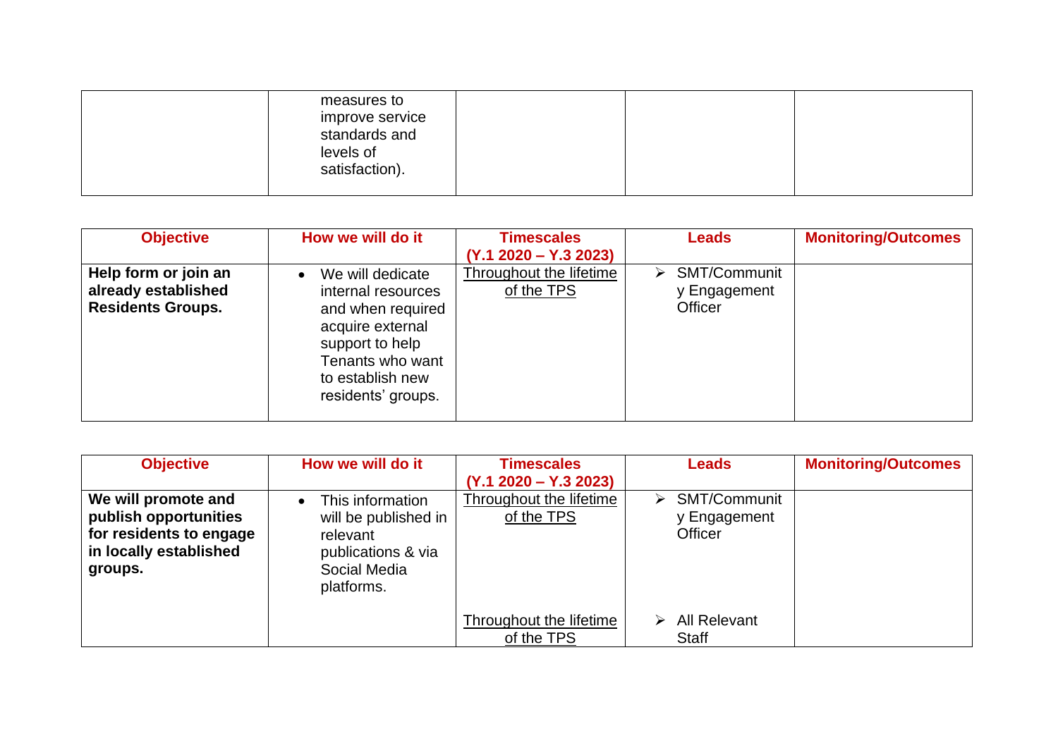| | | | | |
|---|---|---|---|---|
| | measures to improve service standards and levels of satisfaction). | | | |

| Objective | How we will do it | Timescales (Y.1 2020 – Y.3 2023) | Leads | Monitoring/Outcomes |
|---|---|---|---|---|
| **Help form or join an already established Residents Groups.** | • We will dedicate internal resources and when required acquire external support to help Tenants who want to establish new residents' groups. | Throughout the lifetime of the TPS | ➢ SMT/Community Engagement Officer | |

| Objective | How we will do it | Timescales (Y.1 2020 – Y.3 2023) | Leads | Monitoring/Outcomes |
|---|---|---|---|---|
| **We will promote and publish opportunities for residents to engage in locally established groups.** | • This information will be published in relevant publications & via Social Media platforms. | Throughout the lifetime of the TPS | ➢ SMT/Community Engagement Officer | |
| | | Throughout the lifetime of the TPS | ➢ All Relevant Staff | |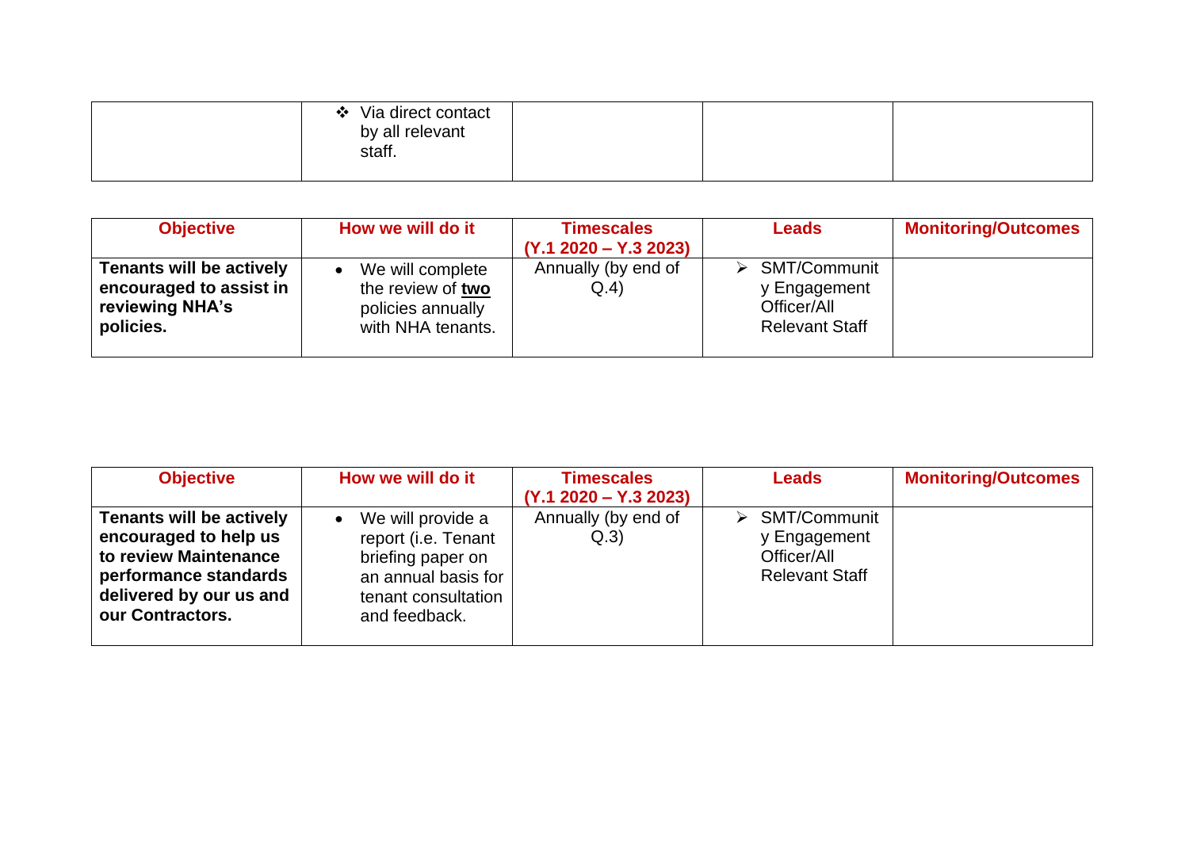| | | | | |
|---|---|---|---|---|
| | ❖ Via direct contact by all relevant staff. | | | |

| Objective | How we will do it | Timescales (Y.1 2020 – Y.3 2023) | Leads | Monitoring/Outcomes |
|---|---|---|---|---|
| **Tenants will be actively encouraged to assist in reviewing NHA's policies.** | • We will complete the review of **two** policies annually with NHA tenants. | Annually (by end of Q.4) | ➢ SMT/Community Engagement Officer/All Relevant Staff | |

| Objective | How we will do it | Timescales (Y.1 2020 – Y.3 2023) | Leads | Monitoring/Outcomes |
|---|---|---|---|---|
| **Tenants will be actively encouraged to help us to review Maintenance performance standards delivered by our us and our Contractors.** | • We will provide a report (i.e. Tenant briefing paper on an annual basis for tenant consultation and feedback. | Annually (by end of Q.3) | ➢ SMT/Community Engagement Officer/All Relevant Staff | |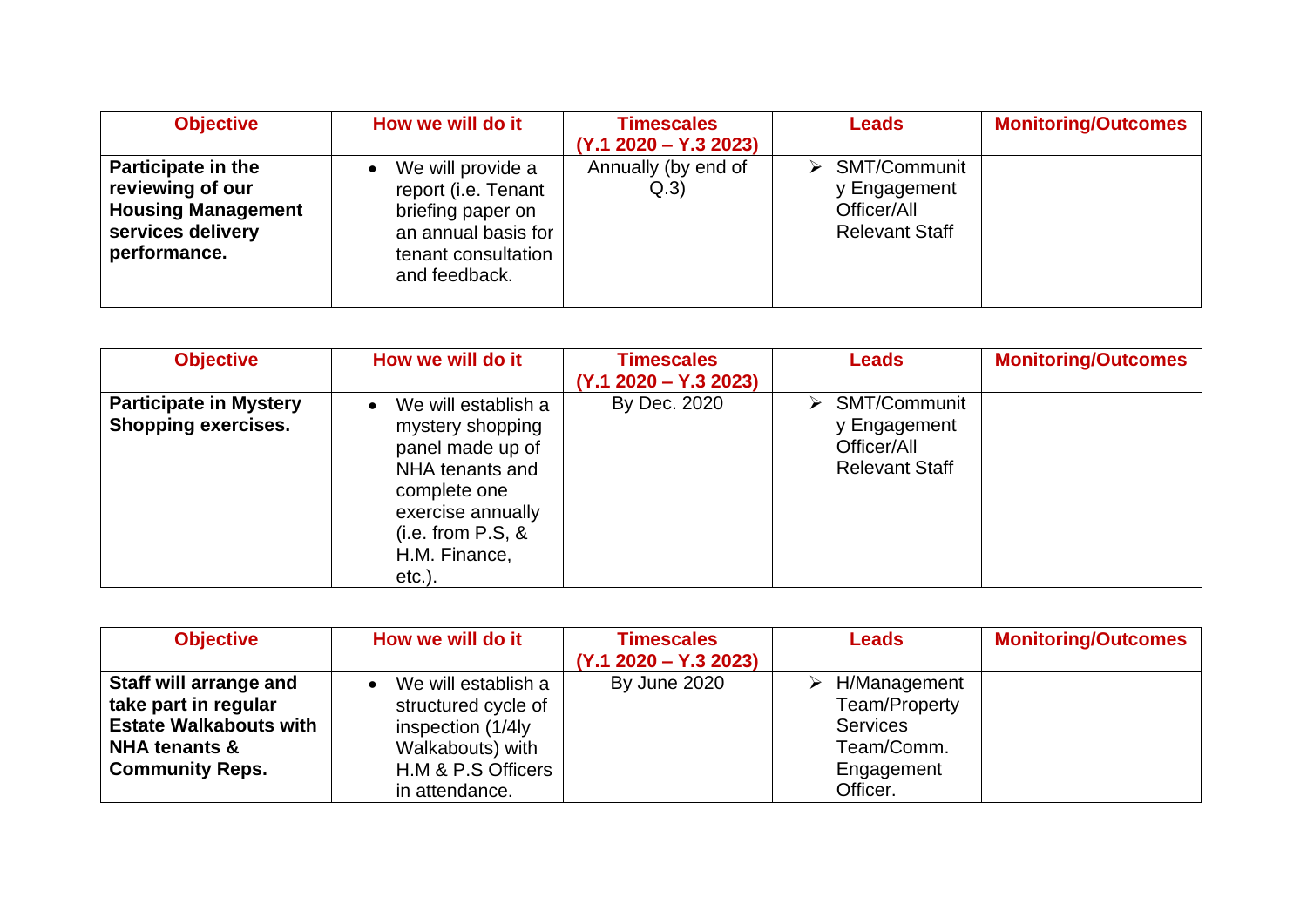| Objective | How we will do it | Timescales (Y.1 2020 – Y.3 2023) | Leads | Monitoring/Outcomes |
|---|---|---|---|---|
| **Participate in the reviewing of our Housing Management services delivery performance.** | • We will provide a report (i.e. Tenant briefing paper on an annual basis for tenant consultation and feedback. | Annually (by end of Q.3) | ➢ SMT/Community Engagement Officer/All Relevant Staff | |

| Objective | How we will do it | Timescales (Y.1 2020 – Y.3 2023) | Leads | Monitoring/Outcomes |
|---|---|---|---|---|
| **Participate in Mystery Shopping exercises.** | • We will establish a mystery shopping panel made up of NHA tenants and complete one exercise annually (i.e. from P.S, & H.M. Finance, etc.). | By Dec. 2020 | ➢ SMT/Community Engagement Officer/All Relevant Staff | |

| Objective | How we will do it | Timescales (Y.1 2020 – Y.3 2023) | Leads | Monitoring/Outcomes |
|---|---|---|---|---|
| **Staff will arrange and take part in regular Estate Walkabouts with NHA tenants & Community Reps.** | • We will establish a structured cycle of inspection (1/4ly Walkabouts) with H.M & P.S Officers in attendance. | By June 2020 | ➢ H/Management Team/Property Services Team/Comm. Engagement Officer. | |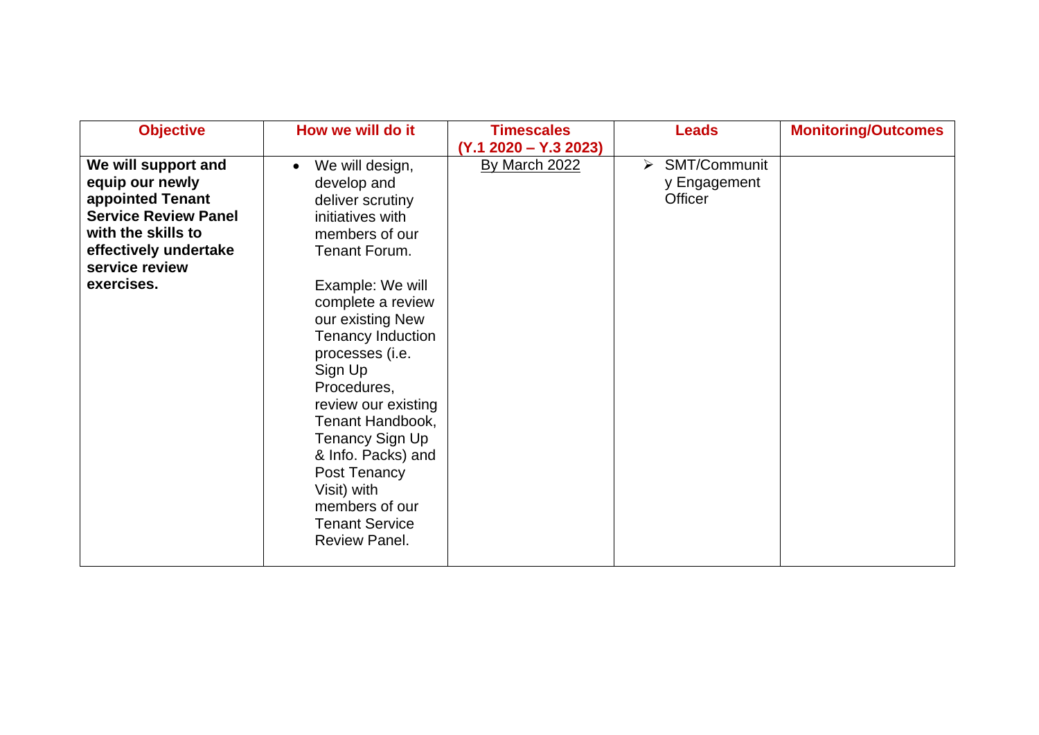| Objective | How we will do it | Timescales (Y.1 2020 – Y.3 2023) | Leads | Monitoring/Outcomes |
|---|---|---|---|---|
| **We will support and equip our newly appointed Tenant Service Review Panel with the skills to effectively undertake service review exercises.** | • We will design, develop and deliver scrutiny initiatives with members of our Tenant Forum.<br><br>Example: We will complete a review our existing New Tenancy Induction processes (i.e. Sign Up Procedures, review our existing Tenant Handbook, Tenancy Sign Up & Info. Packs) and Post Tenancy Visit) with members of our Tenant Service Review Panel. | By March 2022 | ➢ SMT/Community Engagement Officer | |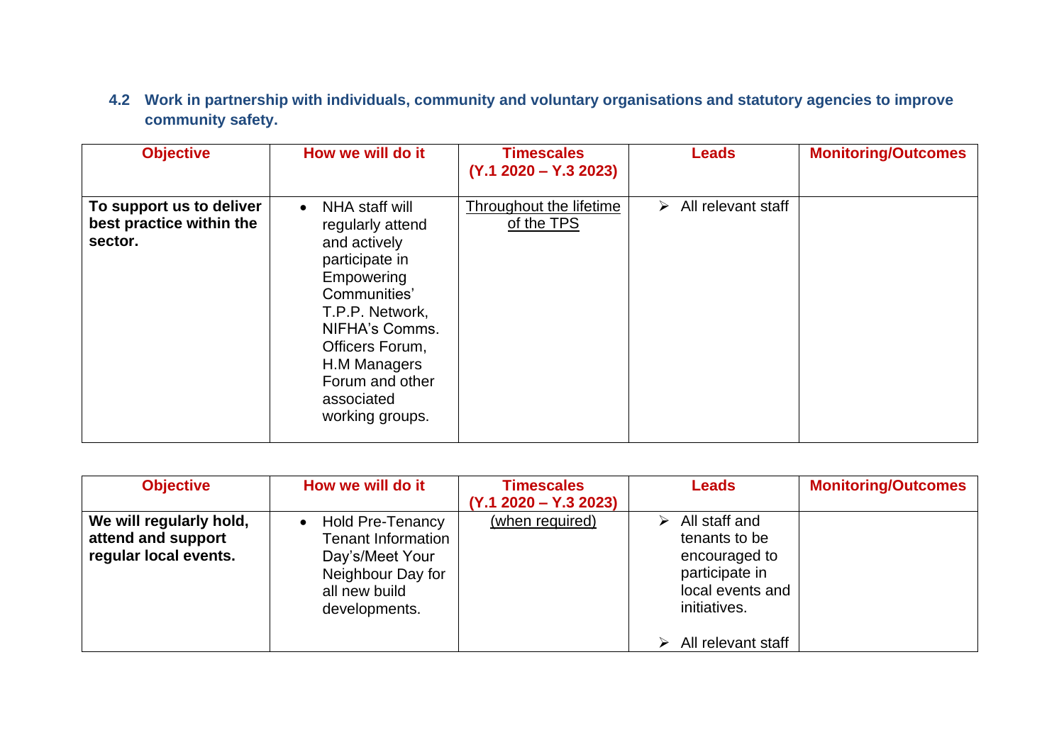### 4.2 Work in partnership with individuals, community and voluntary organisations and statutory agencies to improve community safety.

| Objective | How we will do it | Timescales (Y.1 2020 – Y.3 2023) | Leads | Monitoring/Outcomes |
|---|---|---|---|---|
| **To support us to deliver best practice within the sector.** | • NHA staff will regularly attend and actively participate in Empowering Communities' T.P.P. Network, NIFHA's Comms. Officers Forum, H.M Managers Forum and other associated working groups. | Throughout the lifetime of the TPS | ➢ All relevant staff | |

| Objective | How we will do it | Timescales (Y.1 2020 – Y.3 2023) | Leads | Monitoring/Outcomes |
|---|---|---|---|---|
| **We will regularly hold, attend and support regular local events.** | • Hold Pre-Tenancy Tenant Information Day's/Meet Your Neighbour Day for all new build developments. | (when required) | ➢ All staff and tenants to be encouraged to participate in local events and initiatives.<br>➢ All relevant staff | |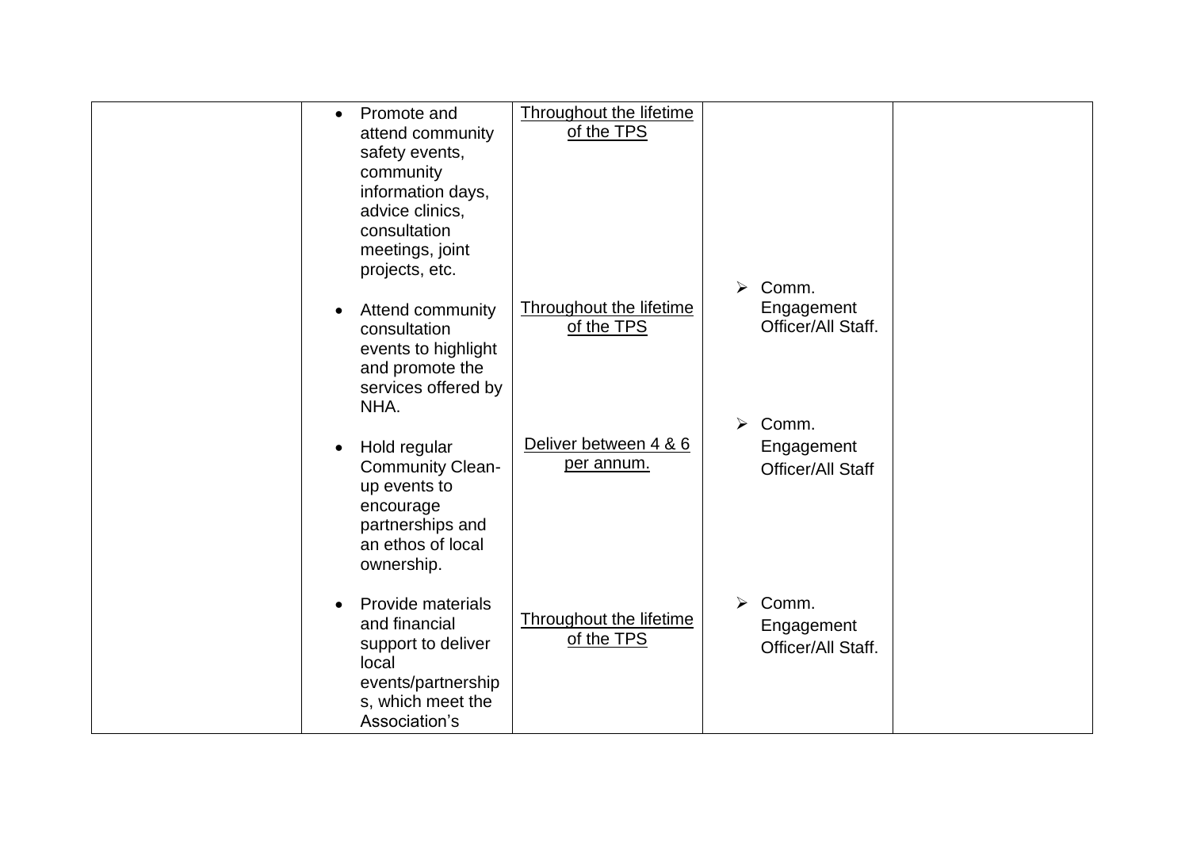| | | | | |
|---|---|---|---|---|
| | • Promote and attend community safety events, community information days, advice clinics, consultation meetings, joint projects, etc. | Throughout the lifetime of the TPS | | |
| | • Attend community consultation events to highlight and promote the services offered by NHA. | Throughout the lifetime of the TPS | ➢ Comm. Engagement Officer/All Staff. | |
| | • Hold regular Community Clean-up events to encourage partnerships and an ethos of local ownership. | Deliver between 4 & 6 per annum. | ➢ Comm. Engagement Officer/All Staff | |
| | • Provide materials and financial support to deliver local events/partnerships, which meet the Association's | Throughout the lifetime of the TPS | ➢ Comm. Engagement Officer/All Staff. | |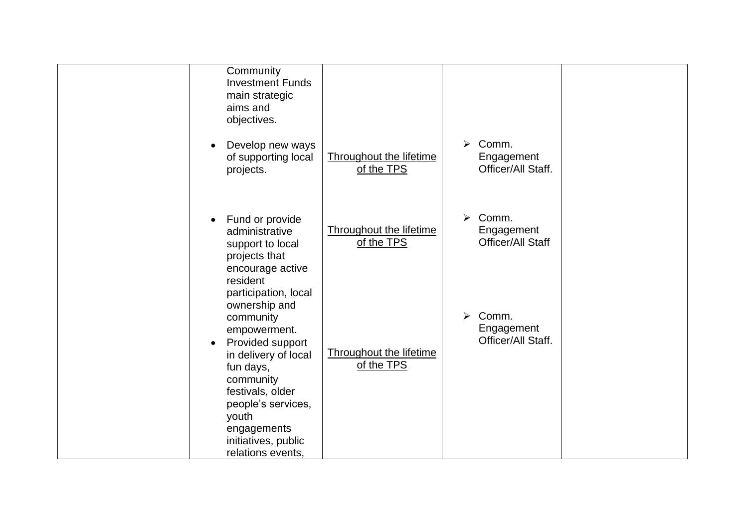|  |  |  |  |  |
|---|---|---|---|---|
|  | Community Investment Funds main strategic aims and objectives.<br><br>• Develop new ways of supporting local projects.<br><br>• Fund or provide administrative support to local projects that encourage active resident participation, local ownership and community empowerment.<br>• Provided support in delivery of local fun days, community festivals, older people's services, youth engagements initiatives, public relations events, | Throughout the lifetime of the TPS<br><br>Throughout the lifetime of the TPS<br><br>Throughout the lifetime of the TPS | ➢ Comm. Engagement Officer/All Staff.<br><br>➢ Comm. Engagement Officer/All Staff<br><br>➢ Comm. Engagement Officer/All Staff. |  |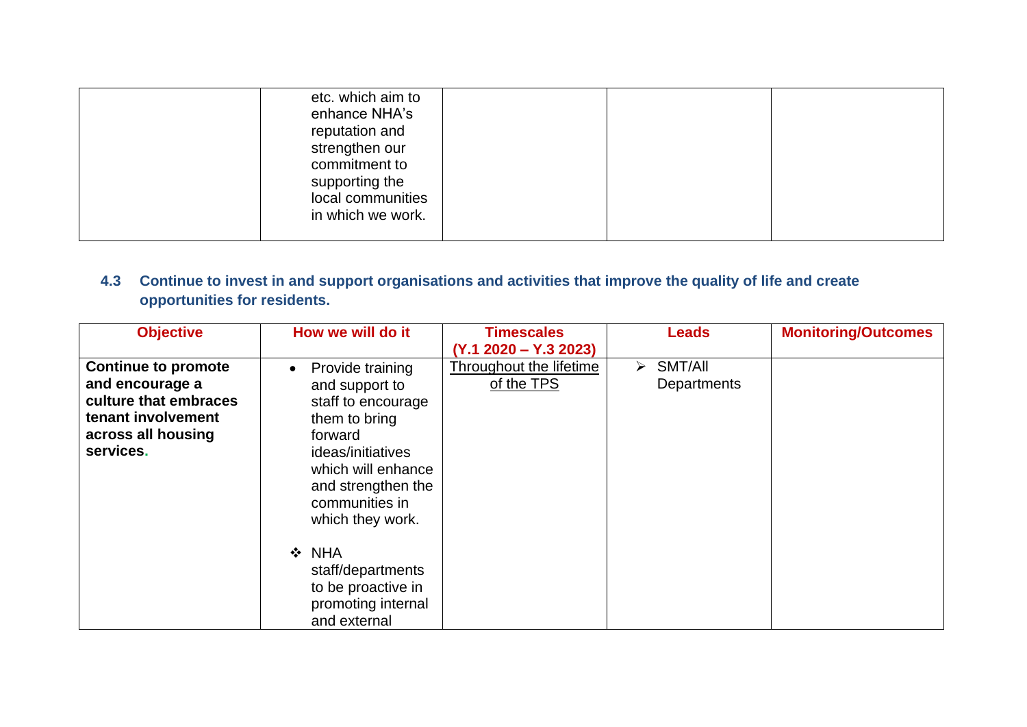| | | | | |
|---|---|---|---|---|
| | etc. which aim to enhance NHA's reputation and strengthen our commitment to supporting the local communities in which we work. | | | |

### 4.3 Continue to invest in and support organisations and activities that improve the quality of life and create opportunities for residents.

| Objective | How we will do it | Timescales (Y.1 2020 – Y.3 2023) | Leads | Monitoring/Outcomes |
|---|---|---|---|---|
| **Continue to promote and encourage a culture that embraces tenant involvement across all housing services.** | • Provide training and support to staff to encourage them to bring forward ideas/initiatives which will enhance and strengthen the communities in which they work.<br><br>❖ NHA staff/departments to be proactive in promoting internal and external | Throughout the lifetime of the TPS | ➢ SMT/All Departments | |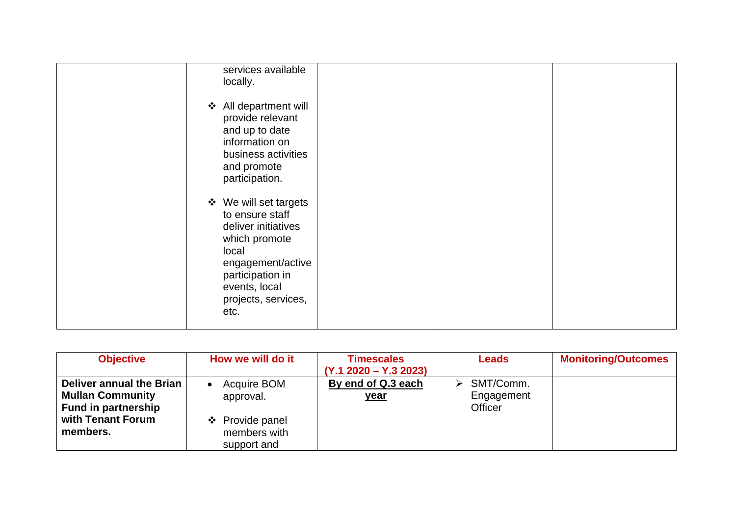|  |  |  |  |  |
|---|---|---|---|---|
|  | services available locally.<br><br>❖ All department will provide relevant and up to date information on business activities and promote participation.<br><br>❖ We will set targets to ensure staff deliver initiatives which promote local engagement/active participation in events, local projects, services, etc. |  |  |  |

| Objective | How we will do it | Timescales (Y.1 2020 – Y.3 2023) | Leads | Monitoring/Outcomes |
|---|---|---|---|---|
| **Deliver annual the Brian Mullan Community Fund in partnership with Tenant Forum members.** | • Acquire BOM approval.<br><br>❖ Provide panel members with support and | **By end of Q.3 each year** | ➢ SMT/Comm. Engagement Officer |  |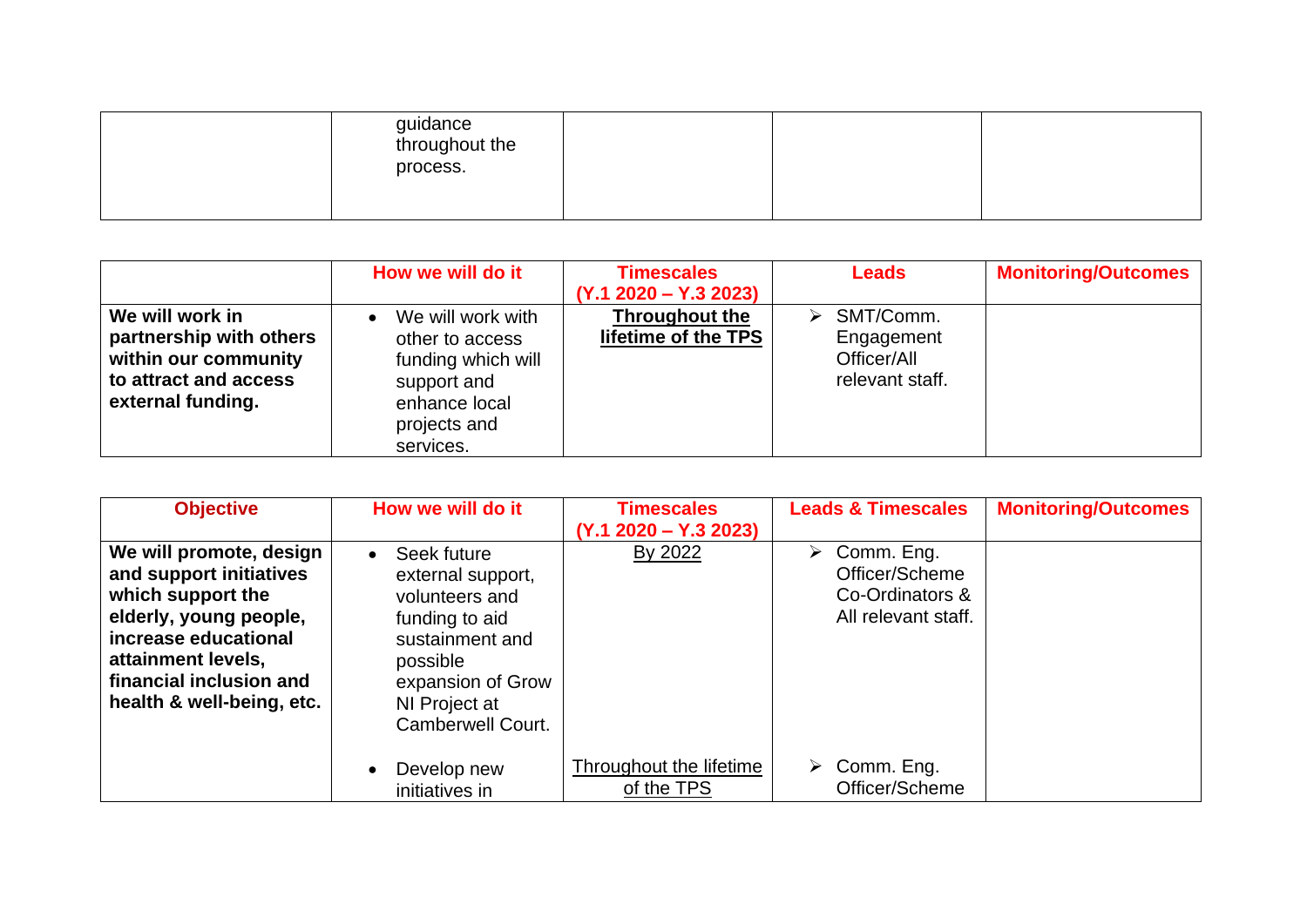| | guidance throughout the process. | | | |
|---|---|---|---|---|

| | How we will do it | Timescales (Y.1 2020 – Y.3 2023) | Leads | Monitoring/Outcomes |
|---|---|---|---|---|
| **We will work in partnership with others within our community to attract and access external funding.** | • We will work with other to access funding which will support and enhance local projects and services. | **Throughout the lifetime of the TPS** | ➢ SMT/Comm. Engagement Officer/All relevant staff. | |

| Objective | How we will do it | Timescales (Y.1 2020 – Y.3 2023) | Leads & Timescales | Monitoring/Outcomes |
|---|---|---|---|---|
| **We will promote, design and support initiatives which support the elderly, young people, increase educational attainment levels, financial inclusion and health & well-being, etc.** | • Seek future external support, volunteers and funding to aid sustainment and possible expansion of Grow NI Project at Camberwell Court. | By 2022 | ➢ Comm. Eng. Officer/Scheme Co-Ordinators & All relevant staff. | |
| | • Develop new initiatives in | Throughout the lifetime of the TPS | ➢ Comm. Eng. Officer/Scheme | |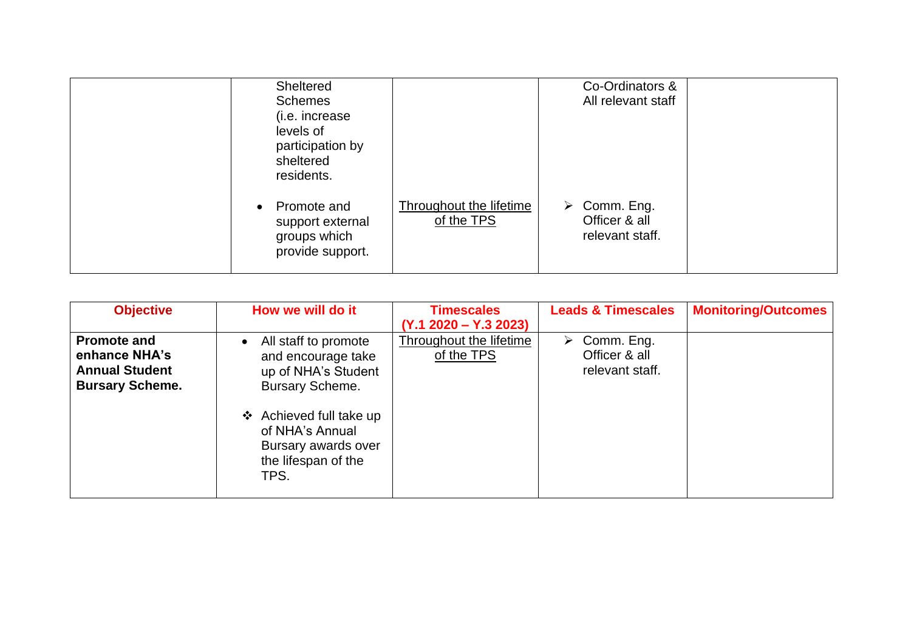| | | | | |
|---|---|---|---|---|
| | Sheltered Schemes (i.e. increase levels of participation by sheltered residents.<br><br>• Promote and support external groups which provide support. | <br><br><br><br><br>Throughout the lifetime of the TPS | Co-Ordinators & All relevant staff<br><br>➢ Comm. Eng. Officer & all relevant staff. | |

| Objective | How we will do it | Timescales (Y.1 2020 – Y.3 2023) | Leads & Timescales | Monitoring/Outcomes |
|---|---|---|---|---|
| **Promote and enhance NHA's Annual Student Bursary Scheme.** | • All staff to promote and encourage take up of NHA's Student Bursary Scheme.<br><br>❖ Achieved full take up of NHA's Annual Bursary awards over the lifespan of the TPS. | Throughout the lifetime of the TPS | ➢ Comm. Eng. Officer & all relevant staff. | |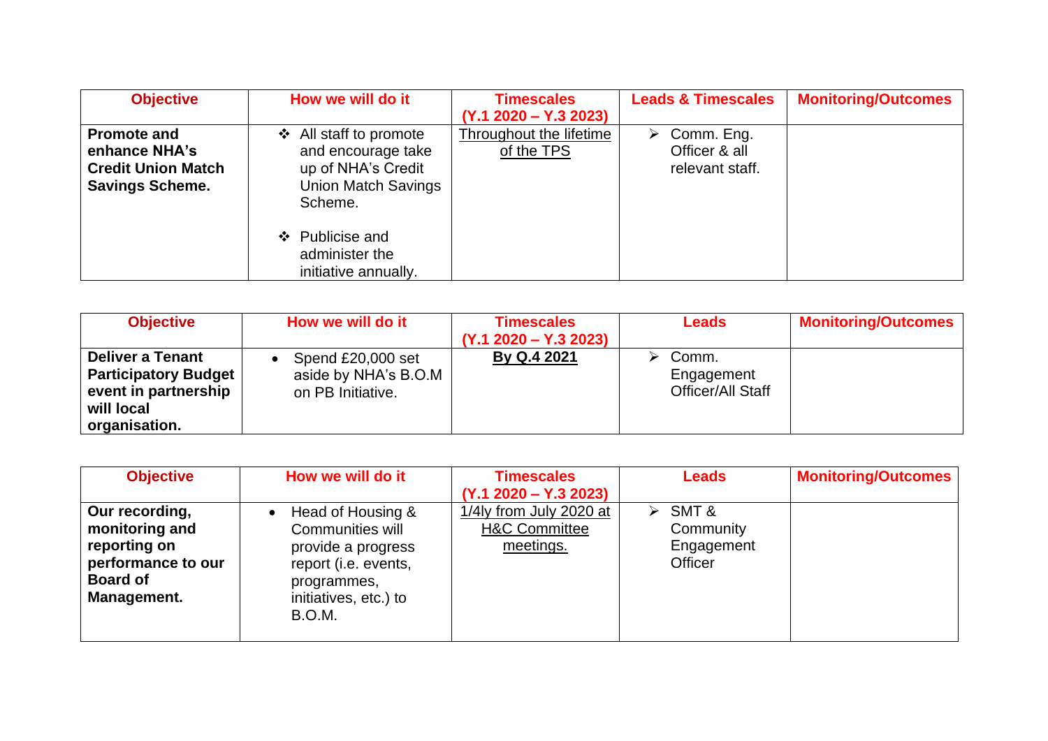| Objective | How we will do it | Timescales (Y.1 2020 – Y.3 2023) | Leads & Timescales | Monitoring/Outcomes |
|---|---|---|---|---|
| **Promote and enhance NHA's Credit Union Match Savings Scheme.** | ❖ All staff to promote and encourage take up of NHA's Credit Union Match Savings Scheme.<br><br>❖ Publicise and administer the initiative annually. | Throughout the lifetime of the TPS | ➢ Comm. Eng. Officer & all relevant staff. | |

| Objective | How we will do it | Timescales (Y.1 2020 – Y.3 2023) | Leads | Monitoring/Outcomes |
|---|---|---|---|---|
| **Deliver a Tenant Participatory Budget event in partnership will local organisation.** | • Spend £20,000 set aside by NHA's B.O.M on PB Initiative. | **By Q.4 2021** | ➢ Comm. Engagement Officer/All Staff | |

| Objective | How we will do it | Timescales (Y.1 2020 – Y.3 2023) | Leads | Monitoring/Outcomes |
|---|---|---|---|---|
| **Our recording, monitoring and reporting on performance to our Board of Management.** | • Head of Housing & Communities will provide a progress report (i.e. events, programmes, initiatives, etc.) to B.O.M. | 1/4ly from July 2020 at H&C Committee meetings. | ➢ SMT & Community Engagement Officer | |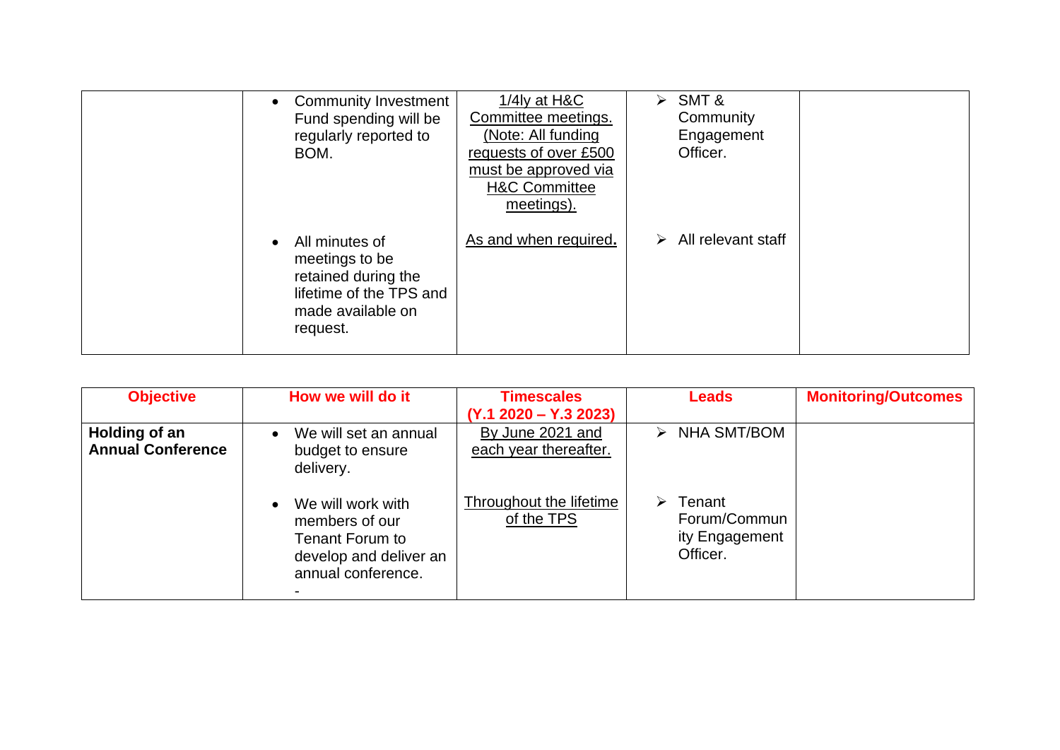| | | | | |
|---|---|---|---|---|
| | • Community Investment Fund spending will be regularly reported to BOM. | 1/4ly at H&C Committee meetings. (Note: All funding requests of over £500 must be approved via H&C Committee meetings). | ➢ SMT & Community Engagement Officer. | |
| | • All minutes of meetings to be retained during the lifetime of the TPS and made available on request. | As and when required. | ➢ All relevant staff | |

| Objective | How we will do it | Timescales (Y.1 2020 – Y.3 2023) | Leads | Monitoring/Outcomes |
|---|---|---|---|---|
| **Holding of an Annual Conference** | • We will set an annual budget to ensure delivery. | By June 2021 and each year thereafter. | ➢ NHA SMT/BOM | |
| | • We will work with members of our Tenant Forum to develop and deliver an annual conference.<br>- | Throughout the lifetime of the TPS | ➢ Tenant Forum/Community Engagement Officer. | |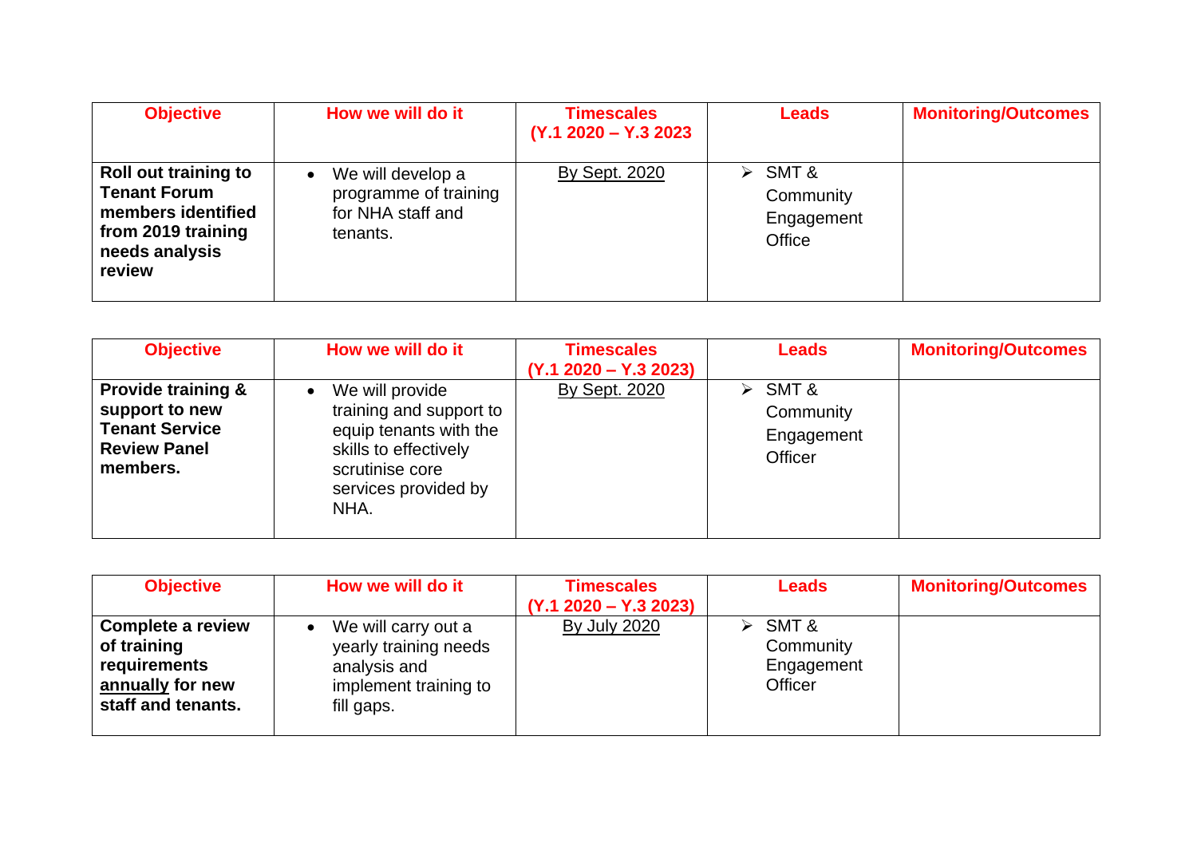| Objective | How we will do it | Timescales (Y.1 2020 – Y.3 2023 | Leads | Monitoring/Outcomes |
|---|---|---|---|---|
| **Roll out training to Tenant Forum members identified from 2019 training needs analysis review** | • We will develop a programme of training for NHA staff and tenants. | By Sept. 2020 | ➢ SMT & Community Engagement Office | |

| Objective | How we will do it | Timescales (Y.1 2020 – Y.3 2023) | Leads | Monitoring/Outcomes |
|---|---|---|---|---|
| **Provide training & support to new Tenant Service Review Panel members.** | • We will provide training and support to equip tenants with the skills to effectively scrutinise core services provided by NHA. | By Sept. 2020 | ➢ SMT & Community Engagement Officer | |

| Objective | How we will do it | Timescales (Y.1 2020 – Y.3 2023) | Leads | Monitoring/Outcomes |
|---|---|---|---|---|
| **Complete a review of training requirements annually for new staff and tenants.** | • We will carry out a yearly training needs analysis and implement training to fill gaps. | By July 2020 | ➢ SMT & Community Engagement Officer | |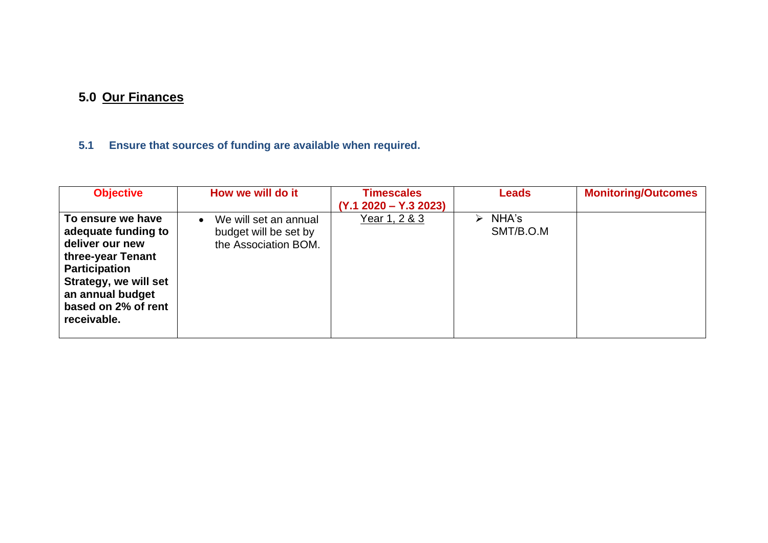## 5.0 Our Finances

### 5.1 Ensure that sources of funding are available when required.

| Objective | How we will do it | Timescales (Y.1 2020 – Y.3 2023) | Leads | Monitoring/Outcomes |
|---|---|---|---|---|
| **To ensure we have adequate funding to deliver our new three-year Tenant Participation Strategy, we will set an annual budget based on 2% of rent receivable.** | • We will set an annual budget will be set by the Association BOM. | Year 1, 2 & 3 | ➢ NHA's SMT/B.O.M | |